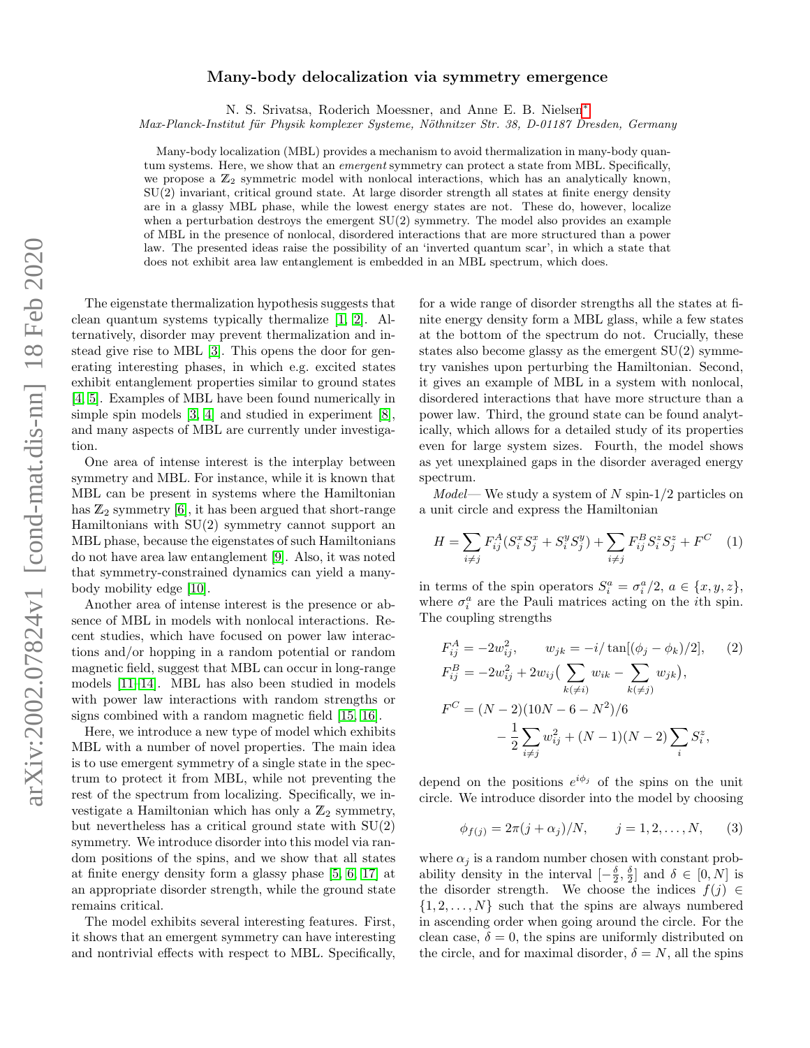# Many-body delocalization via symmetry emergence

N. S. Srivatsa, Roderich Moessner, and Anne E. B. Nielsen[*]

*Max-Planck-Institut für Physik komplexer Systeme, Nöthnitzer Str. 38, D-01187 Dresden, Germany*

Many-body localization (MBL) provides a mechanism to avoid thermalization in many-body quantum systems. Here, we show that an *emergent* symmetry can protect a state from MBL. Specifically, we propose a $\mathbb{Z}_2$ symmetric model with nonlocal interactions, which has an analytically known, SU(2) invariant, critical ground state. At large disorder strength all states at finite energy density are in a glassy MBL phase, while the lowest energy states are not. These do, however, localize when a perturbation destroys the emergent SU(2) symmetry. The model also provides an example of MBL in the presence of nonlocal, disordered interactions that are more structured than a power law. The presented ideas raise the possibility of an 'inverted quantum scar', in which a state that does not exhibit area law entanglement is embedded in an MBL spectrum, which does.

The eigenstate thermalization hypothesis suggests that clean quantum systems typically thermalize [1, 2]. Alternatively, disorder may prevent thermalization and instead give rise to MBL [3]. This opens the door for generating interesting phases, in which e.g. excited states exhibit entanglement properties similar to ground states [4, 5]. Examples of MBL have been found numerically in simple spin models [3, 4] and studied in experiment [8], and many aspects of MBL are currently under investigation.

One area of intense interest is the interplay between symmetry and MBL. For instance, while it is known that MBL can be present in systems where the Hamiltonian has $\mathbb{Z}_2$ symmetry [6], it has been argued that short-range Hamiltonians with SU(2) symmetry cannot support an MBL phase, because the eigenstates of such Hamiltonians do not have area law entanglement [9]. Also, it was noted that symmetry-constrained dynamics can yield a many-body mobility edge [10].

Another area of intense interest is the presence or absence of MBL in models with nonlocal interactions. Recent studies, which have focused on power law interactions and/or hopping in a random potential or random magnetic field, suggest that MBL can occur in long-range models [11–14]. MBL has also been studied in models with power law interactions with random strengths or signs combined with a random magnetic field [15, 16].

Here, we introduce a new type of model which exhibits MBL with a number of novel properties. The main idea is to use emergent symmetry of a single state in the spectrum to protect it from MBL, while not preventing the rest of the spectrum from localizing. Specifically, we investigate a Hamiltonian which has only a $\mathbb{Z}_2$ symmetry, but nevertheless has a critical ground state with SU(2) symmetry. We introduce disorder into this model via random positions of the spins, and we show that all states at finite energy density form a glassy phase [5, 6, 17] at an appropriate disorder strength, while the ground state remains critical.

The model exhibits several interesting features. First, it shows that an emergent symmetry can have interesting and nontrivial effects with respect to MBL. Specifically, for a wide range of disorder strengths all the states at finite energy density form a MBL glass, while a few states at the bottom of the spectrum do not. Crucially, these states also become glassy as the emergent SU(2) symmetry vanishes upon perturbing the Hamiltonian. Second, it gives an example of MBL in a system with nonlocal, disordered interactions that have more structure than a power law. Third, the ground state can be found analytically, which allows for a detailed study of its properties even for large system sizes. Fourth, the model shows as yet unexplained gaps in the disorder averaged energy spectrum.

*Model*— We study a system of $N$ spin-1/2 particles on a unit circle and express the Hamiltonian

$$H = \sum_{i\neq j} F^A_{ij}(S^x_i S^x_j + S^y_i S^y_j) + \sum_{i\neq j} F^B_{ij} S^z_i S^z_j + F^C \quad (1)$$

in terms of the spin operators $S^a_i = \sigma^a_i/2$, $a \in \{x, y, z\}$, where $\sigma^a_i$ are the Pauli matrices acting on the $i$th spin. The coupling strengths

$$F^A_{ij} = -2w^2_{ij}, \qquad w_{jk} = -i/\tan[(\phi_j - \phi_k)/2], \quad (2)$$

$$F^B_{ij} = -2w^2_{ij} + 2w_{ij}\Big(\sum_{k(\neq i)} w_{ik} - \sum_{k(\neq j)} w_{jk}\Big),$$

$$F^C = (N-2)(10N-6-N^2)/6 - \frac{1}{2}\sum_{i\neq j} w^2_{ij} + (N-1)(N-2)\sum_i S^z_i,$$

depend on the positions $e^{i\phi_j}$ of the spins on the unit circle. We introduce disorder into the model by choosing

$$\phi_{f(j)} = 2\pi(j + \alpha_j)/N, \qquad j = 1, 2, \ldots, N, \quad (3)$$

where $\alpha_j$ is a random number chosen with constant probability density in the interval $[-\frac{\delta}{2}, \frac{\delta}{2}]$ and $\delta \in [0, N]$ is the disorder strength. We choose the indices $f(j) \in \{1, 2, \ldots, N\}$ such that the spins are always numbered in ascending order when going around the circle. For the clean case, $\delta = 0$, the spins are uniformly distributed on the circle, and for maximal disorder, $\delta = N$, all the spins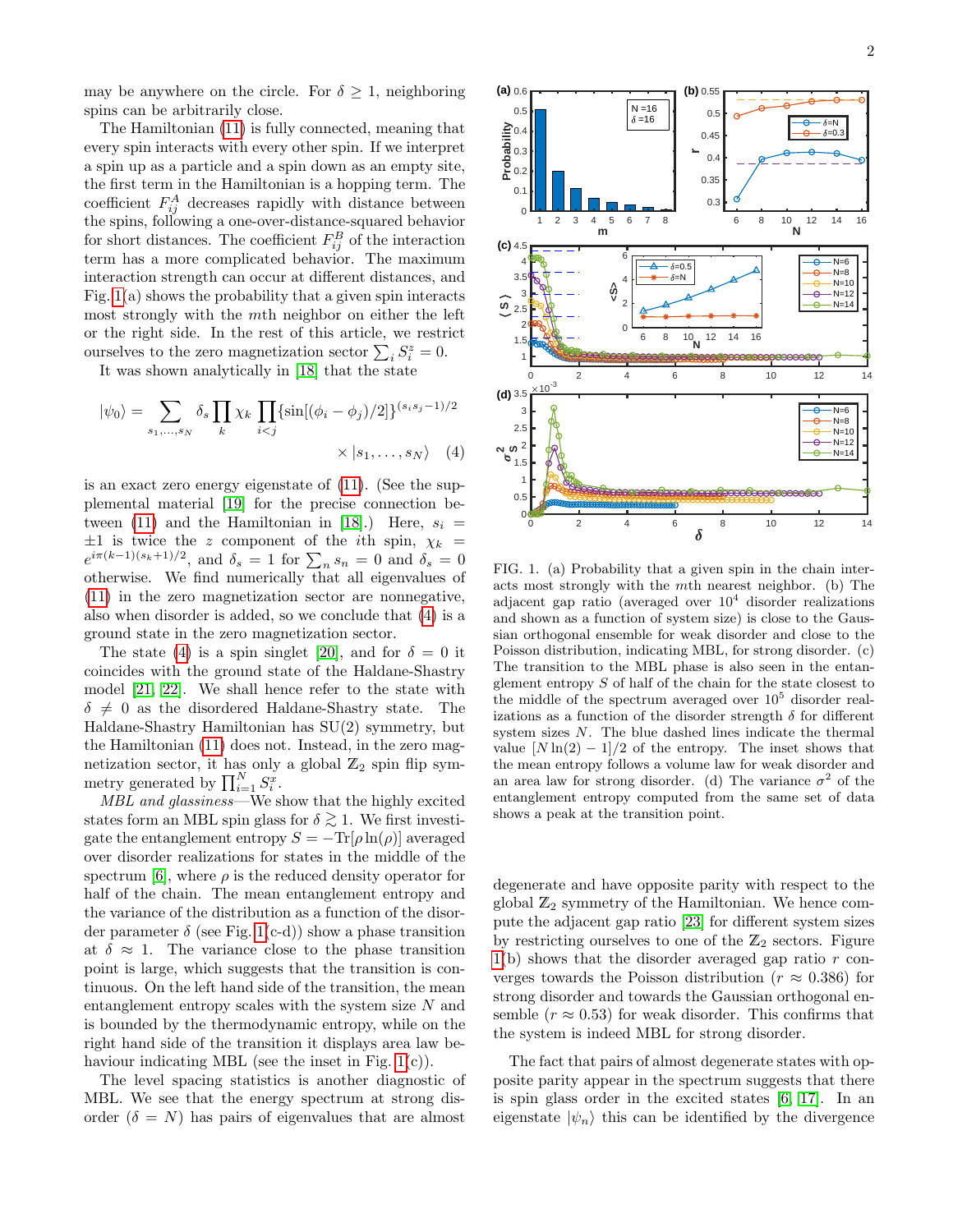may be anywhere on the circle. For $\delta \geq 1$, neighboring spins can be arbitrarily close.

The Hamiltonian (11) is fully connected, meaning that every spin interacts with every other spin. If we interpret a spin up as a particle and a spin down as an empty site, the first term in the Hamiltonian is a hopping term. The coefficient $F^A_{ij}$ decreases rapidly with distance between the spins, following a one-over-distance-squared behavior for short distances. The coefficient $F^B_{ij}$ of the interaction term has a more complicated behavior. The maximum interaction strength can occur at different distances, and Fig. 1(a) shows the probability that a given spin interacts most strongly with the $m$th neighbor on either the left or the right side. In the rest of this article, we restrict ourselves to the zero magnetization sector $\sum_i S^z_i = 0$.

It was shown analytically in [18] that the state

$$|\psi_0\rangle = \sum_{s_1,\ldots,s_N} \delta_s \prod_k \chi_k \prod_{i<j} \{\sin[(\phi_i - \phi_j)/2]\}^{(s_i s_j - 1)/2} \times |s_1, \ldots, s_N\rangle \quad (4)$$

is an exact zero energy eigenstate of (11). (See the supplemental material [19] for the precise connection between (11) and the Hamiltonian in [18].) Here, $s_i = \pm 1$ is twice the $z$ component of the $i$th spin, $\chi_k = e^{i\pi(k-1)(s_k+1)/2}$, and $\delta_s = 1$ for $\sum_n s_n = 0$ and $\delta_s = 0$ otherwise. We find numerically that all eigenvalues of (11) in the zero magnetization sector are nonnegative, also when disorder is added, so we conclude that (4) is a ground state in the zero magnetization sector.

The state (4) is a spin singlet [20], and for $\delta = 0$ it coincides with the ground state of the Haldane-Shastry model [21, 22]. We shall hence refer to the state with $\delta \neq 0$ as the disordered Haldane-Shastry state. The Haldane-Shastry Hamiltonian has SU(2) symmetry, but the Hamiltonian (11) does not. Instead, in the zero magnetization sector, it has only a global $\mathbb{Z}_2$ spin flip symmetry generated by $\prod_{i=1}^N S^x_i$.

*MBL and glassiness*—We show that the highly excited states form an MBL spin glass for $\delta \gtrsim 1$. We first investigate the entanglement entropy $S = -\mathrm{Tr}[\rho \ln(\rho)]$ averaged over disorder realizations for states in the middle of the spectrum [6], where $\rho$ is the reduced density operator for half of the chain. The mean entanglement entropy and the variance of the distribution as a function of the disorder parameter $\delta$ (see Fig. 1(c-d)) show a phase transition at $\delta \approx 1$. The variance close to the phase transition point is large, which suggests that the transition is continuous. On the left hand side of the transition, the mean entanglement entropy scales with the system size $N$ and is bounded by the thermodynamic entropy, while on the right hand side of the transition it displays area law behaviour indicating MBL (see the inset in Fig. 1(c)).

The level spacing statistics is another diagnostic of MBL. We see that the energy spectrum at strong disorder ($\delta = N$) has pairs of eigenvalues that are almost degenerate and have opposite parity with respect to the global $\mathbb{Z}_2$ symmetry of the Hamiltonian. We hence compute the adjacent gap ratio [23] for different system sizes by restricting ourselves to one of the $\mathbb{Z}_2$ sectors. Figure 1(b) shows that the disorder averaged gap ratio $r$ converges towards the Poisson distribution ($r \approx 0.386$) for strong disorder and towards the Gaussian orthogonal ensemble ($r \approx 0.53$) for weak disorder. This confirms that the system is indeed MBL for strong disorder.

FIG. 1. (a) Probability that a given spin in the chain interacts most strongly with the $m$th nearest neighbor. (b) The adjacent gap ratio (averaged over $10^4$ disorder realizations and shown as a function of system size) is close to the Gaussian orthogonal ensemble for weak disorder and close to the Poisson distribution, indicating MBL, for strong disorder. (c) The transition to the MBL phase is also seen in the entanglement entropy $S$ of half of the chain for the state closest to the middle of the spectrum averaged over $10^5$ disorder realizations as a function of the disorder strength $\delta$ for different system sizes $N$. The blue dashed lines indicate the thermal value $[N\ln(2) - 1]/2$ of the entropy. The inset shows that the mean entropy follows a volume law for weak disorder and an area law for strong disorder. (d) The variance $\sigma^2$ of the entanglement entropy computed from the same set of data shows a peak at the transition point.

The fact that pairs of almost degenerate states with opposite parity appear in the spectrum suggests that there is spin glass order in the excited states [6, 17]. In an eigenstate $|\psi_n\rangle$ this can be identified by the divergence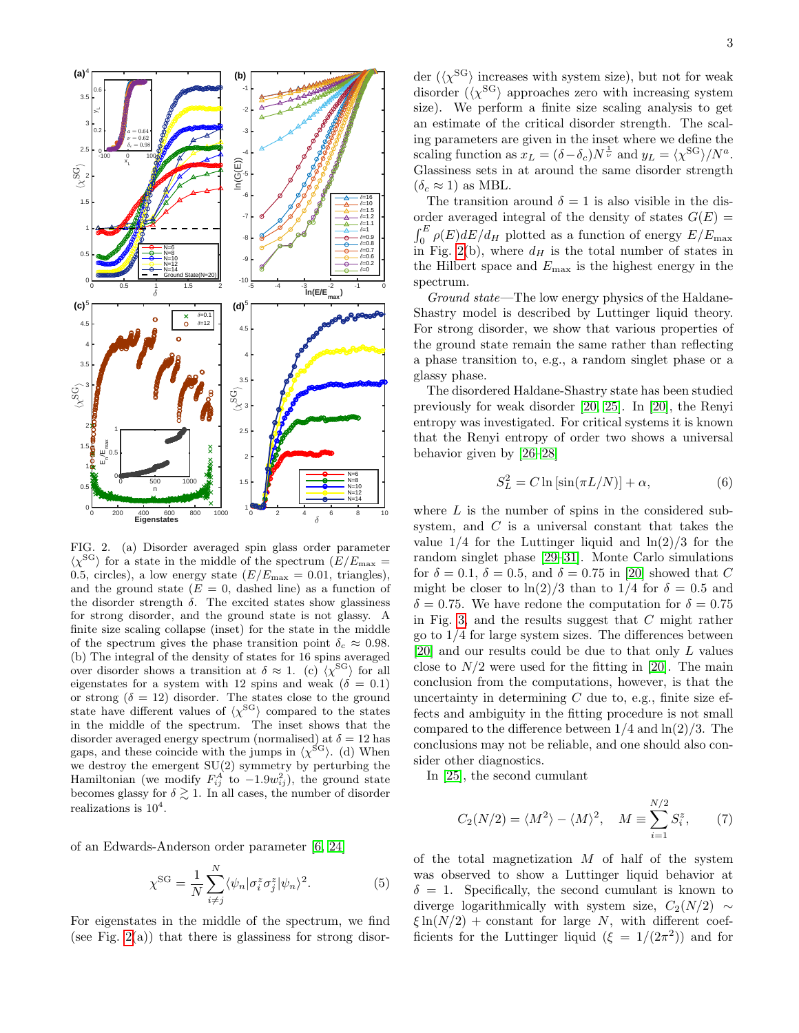FIG. 2. (a) Disorder averaged spin glass order parameter $\langle\chi^{\rm SG}\rangle$ for a state in the middle of the spectrum ($E/E_{\rm max} = 0.5$, circles), a low energy state ($E/E_{\rm max} = 0.01$, triangles), and the ground state ($E = 0$, dashed line) as a function of the disorder strength $\delta$. The excited states show glassiness for strong disorder, and the ground state is not glassy. A finite size scaling collapse (inset) for the state in the middle of the spectrum gives the phase transition point $\delta_c \approx 0.98$. (b) The integral of the density of states for 16 spins averaged over disorder shows a transition at $\delta \approx 1$. (c) $\langle\chi^{\rm SG}\rangle$ for all eigenstates for a system with 12 spins and weak ($\delta = 0.1$) or strong ($\delta = 12$) disorder. The states close to the ground state have different values of $\langle\chi^{\rm SG}\rangle$ compared to the states in the middle of the spectrum. The inset shows that the disorder averaged energy spectrum (normalised) at $\delta = 12$ has gaps, and these coincide with the jumps in $\langle\chi^{\rm SG}\rangle$. (d) When we destroy the emergent SU(2) symmetry by perturbing the Hamiltonian (we modify $F^A_{ij}$ to $-1.9w^2_{ij}$), the ground state becomes glassy for $\delta \gtrsim 1$. In all cases, the number of disorder realizations is $10^4$.

of an Edwards-Anderson order parameter [6, 24]

$$\chi^{\rm SG} = \frac{1}{N}\sum_{i\neq j}^{N}\langle\psi_n|\sigma^z_i\sigma^z_j|\psi_n\rangle^2. \tag{5}$$

For eigenstates in the middle of the spectrum, we find (see Fig. 2(a)) that there is glassiness for strong disorder ($\langle\chi^{\rm SG}\rangle$ increases with system size), but not for weak disorder ($\langle\chi^{\rm SG}\rangle$ approaches zero with increasing system size). We perform a finite size scaling analysis to get an estimate of the critical disorder strength. The scaling parameters are given in the inset where we define the scaling function as $x_L = (\delta-\delta_c)N^{\frac{1}{\nu}}$ and $y_L = \langle\chi^{\rm SG}\rangle/N^a$. Glassiness sets in at around the same disorder strength ($\delta_c \approx 1$) as MBL.

The transition around $\delta = 1$ is also visible in the disorder averaged integral of the density of states $G(E) = \int_0^E \rho(E)dE/d_H$ plotted as a function of energy $E/E_{\rm max}$ in Fig. 2(b), where $d_H$ is the total number of states in the Hilbert space and $E_{\rm max}$ is the highest energy in the spectrum.

*Ground state*—The low energy physics of the Haldane-Shastry model is described by Luttinger liquid theory. For strong disorder, we show that various properties of the ground state remain the same rather than reflecting a phase transition to, e.g., a random singlet phase or a glassy phase.

The disordered Haldane-Shastry state has been studied previously for weak disorder [20, 25]. In [20], the Renyi entropy was investigated. For critical systems it is known that the Renyi entropy of order two shows a universal behavior given by [26–28]

$$S^2_L = C\ln\left[\sin(\pi L/N)\right] + \alpha, \tag{6}$$

where $L$ is the number of spins in the considered subsystem, and $C$ is a universal constant that takes the value $1/4$ for the Luttinger liquid and $\ln(2)/3$ for the random singlet phase [29–31]. Monte Carlo simulations for $\delta = 0.1$, $\delta = 0.5$, and $\delta = 0.75$ in [20] showed that $C$ might be closer to $\ln(2)/3$ than to $1/4$ for $\delta = 0.5$ and $\delta = 0.75$. We have redone the computation for $\delta = 0.75$ in Fig. 3, and the results suggest that $C$ might rather go to $1/4$ for large system sizes. The differences between [20] and our results could be due to that only $L$ values close to $N/2$ were used for the fitting in [20]. The main conclusion from the computations, however, is that the uncertainty in determining $C$ due to, e.g., finite size effects and ambiguity in the fitting procedure is not small compared to the difference between $1/4$ and $\ln(2)/3$. The conclusions may not be reliable, and one should also consider other diagnostics.

In [25], the second cumulant

$$C_2(N/2) = \langle M^2\rangle - \langle M\rangle^2, \quad M \equiv \sum_{i=1}^{N/2} S^z_i, \tag{7}$$

of the total magnetization $M$ of half of the system was observed to show a Luttinger liquid behavior at $\delta = 1$. Specifically, the second cumulant is known to diverge logarithmically with system size, $C_2(N/2) \sim \xi\ln(N/2) + \text{constant}$ for large $N$, with different coefficients for the Luttinger liquid ($\xi = 1/(2\pi^2)$) and for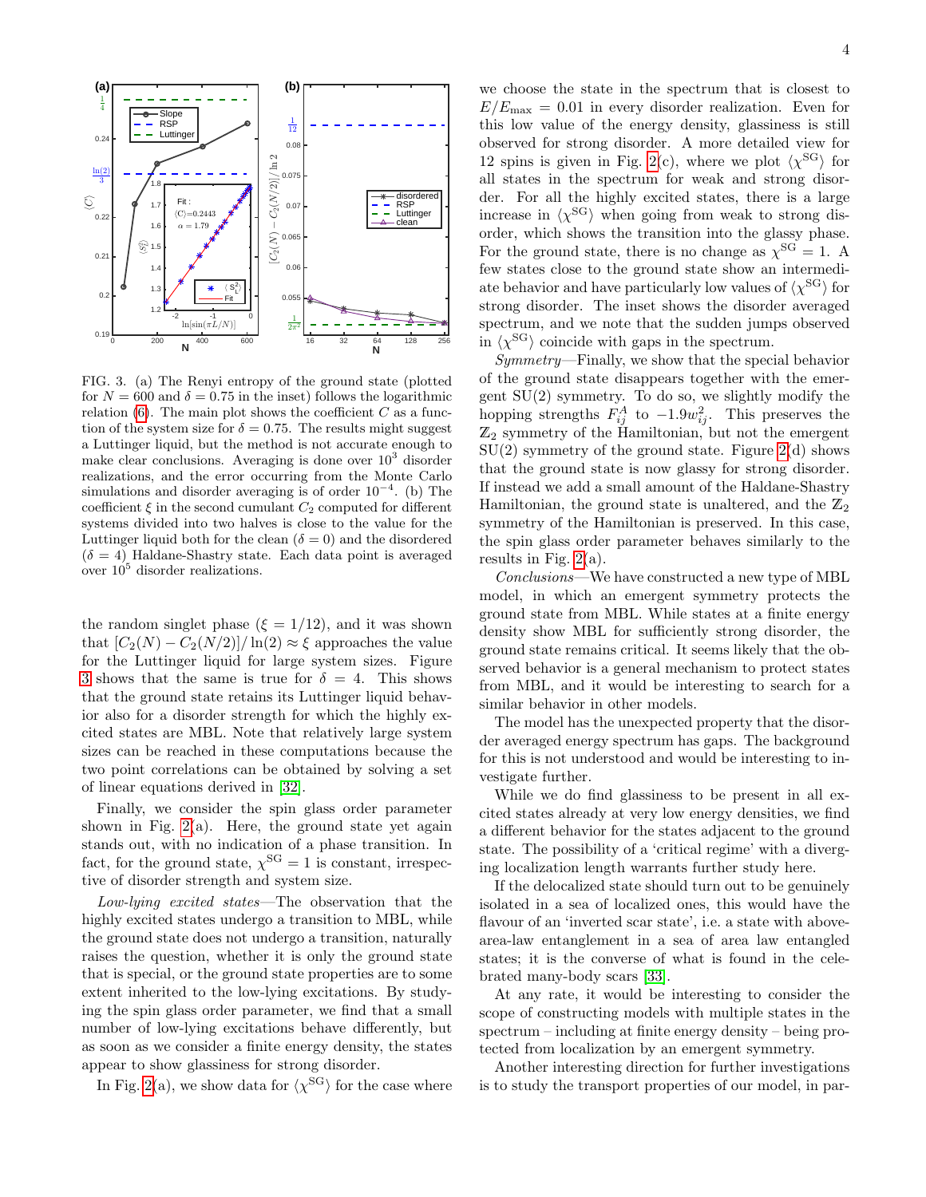FIG. 3. (a) The Renyi entropy of the ground state (plotted for $N = 600$ and $\delta = 0.75$ in the inset) follows the logarithmic relation (6). The main plot shows the coefficient $C$ as a function of the system size for $\delta = 0.75$. The results might suggest a Luttinger liquid, but the method is not accurate enough to make clear conclusions. Averaging is done over $10^3$ disorder realizations, and the error occurring from the Monte Carlo simulations and disorder averaging is of order $10^{-4}$. (b) The coefficient $\xi$ in the second cumulant $C_2$ computed for different systems divided into two halves is close to the value for the Luttinger liquid both for the clean ($\delta = 0$) and the disordered ($\delta = 4$) Haldane-Shastry state. Each data point is averaged over $10^5$ disorder realizations.

the random singlet phase ($\xi = 1/12$), and it was shown that $[C_2(N) - C_2(N/2)]/\ln(2) \approx \xi$ approaches the value for the Luttinger liquid for large system sizes. Figure 3 shows that the same is true for $\delta = 4$. This shows that the ground state retains its Luttinger liquid behavior also for a disorder strength for which the highly excited states are MBL. Note that relatively large system sizes can be reached in these computations because the two point correlations can be obtained by solving a set of linear equations derived in [32].

Finally, we consider the spin glass order parameter shown in Fig. 2(a). Here, the ground state yet again stands out, with no indication of a phase transition. In fact, for the ground state, $\chi^{\mathrm{SG}} = 1$ is constant, irrespective of disorder strength and system size.

*Low-lying excited states*—The observation that the highly excited states undergo a transition to MBL, while the ground state does not undergo a transition, naturally raises the question, whether it is only the ground state that is special, or the ground state properties are to some extent inherited to the low-lying excitations. By studying the spin glass order parameter, we find that a small number of low-lying excitations behave differently, but as soon as we consider a finite energy density, the states appear to show glassiness for strong disorder.

In Fig. 2(a), we show data for $\langle \chi^{\mathrm{SG}} \rangle$ for the case where we choose the state in the spectrum that is closest to $E/E_{\max} = 0.01$ in every disorder realization. Even for this low value of the energy density, glassiness is still observed for strong disorder. A more detailed view for 12 spins is given in Fig. 2(c), where we plot $\langle \chi^{\mathrm{SG}} \rangle$ for all states in the spectrum for weak and strong disorder. For all the highly excited states, there is a large increase in $\langle \chi^{\mathrm{SG}} \rangle$ when going from weak to strong disorder, which shows the transition into the glassy phase. For the ground state, there is no change as $\chi^{\mathrm{SG}} = 1$. A few states close to the ground state show an intermediate behavior and have particularly low values of $\langle \chi^{\mathrm{SG}} \rangle$ for strong disorder. The inset shows the disorder averaged spectrum, and we note that the sudden jumps observed in $\langle \chi^{\mathrm{SG}} \rangle$ coincide with gaps in the spectrum.

*Symmetry*—Finally, we show that the special behavior of the ground state disappears together with the emergent SU(2) symmetry. To do so, we slightly modify the hopping strengths $F^A_{ij}$ to $-1.9w^2_{ij}$. This preserves the $\mathbb{Z}_2$ symmetry of the Hamiltonian, but not the emergent SU(2) symmetry of the ground state. Figure 2(d) shows that the ground state is now glassy for strong disorder. If instead we add a small amount of the Haldane-Shastry Hamiltonian, the ground state is unaltered, and the $\mathbb{Z}_2$ symmetry of the Hamiltonian is preserved. In this case, the spin glass order parameter behaves similarly to the results in Fig. 2(a).

*Conclusions*—We have constructed a new type of MBL model, in which an emergent symmetry protects the ground state from MBL. While states at a finite energy density show MBL for sufficiently strong disorder, the ground state remains critical. It seems likely that the observed behavior is a general mechanism to protect states from MBL, and it would be interesting to search for a similar behavior in other models.

The model has the unexpected property that the disorder averaged energy spectrum has gaps. The background for this is not understood and would be interesting to investigate further.

While we do find glassiness to be present in all excited states already at very low energy densities, we find a different behavior for the states adjacent to the ground state. The possibility of a 'critical regime' with a diverging localization length warrants further study here.

If the delocalized state should turn out to be genuinely isolated in a sea of localized ones, this would have the flavour of an 'inverted scar state', i.e. a state with above-area-law entanglement in a sea of area law entangled states; it is the converse of what is found in the celebrated many-body scars [33].

At any rate, it would be interesting to consider the scope of constructing models with multiple states in the spectrum – including at finite energy density – being protected from localization by an emergent symmetry.

Another interesting direction for further investigations is to study the transport properties of our model, in par-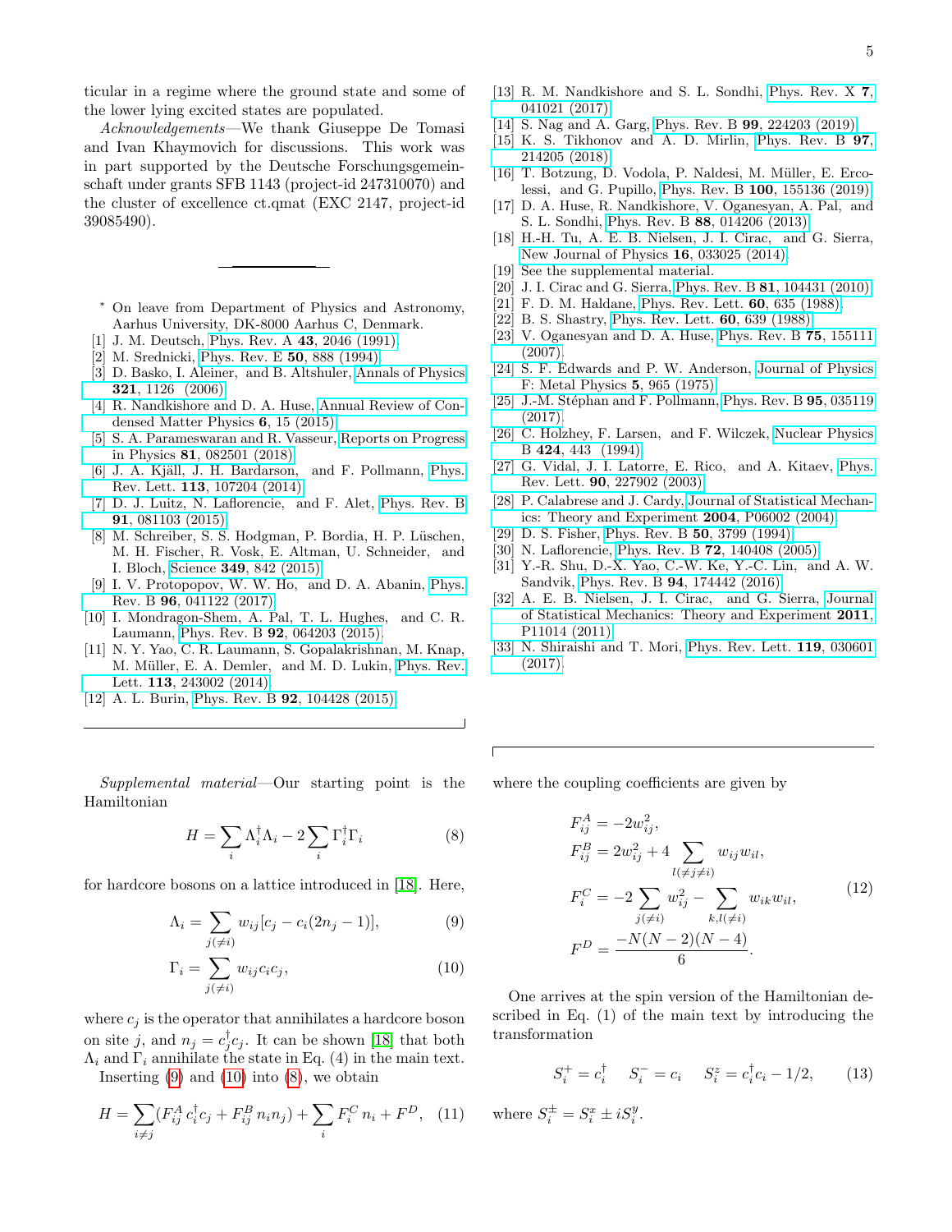ticular in a regime where the ground state and some of the lower lying excited states are populated.

*Acknowledgements*—We thank Giuseppe De Tomasi and Ivan Khaymovich for discussions. This work was in part supported by the Deutsche Forschungsgemeinschaft under grants SFB 1143 (project-id 247310070) and the cluster of excellence ct.qmat (EXC 2147, project-id 39085490).

---

* On leave from Department of Physics and Astronomy, Aarhus University, DK-8000 Aarhus C, Denmark.

[1] J. M. Deutsch, Phys. Rev. A **43**, 2046 (1991).
[2] M. Srednicki, Phys. Rev. E **50**, 888 (1994).
[3] D. Basko, I. Aleiner, and B. Altshuler, Annals of Physics **321**, 1126 (2006).
[4] R. Nandkishore and D. A. Huse, Annual Review of Condensed Matter Physics **6**, 15 (2015).
[5] S. A. Parameswaran and R. Vasseur, Reports on Progress in Physics **81**, 082501 (2018).
[6] J. A. Kjäll, J. H. Bardarson, and F. Pollmann, Phys. Rev. Lett. **113**, 107204 (2014).
[7] D. J. Luitz, N. Laflorencie, and F. Alet, Phys. Rev. B **91**, 081103 (2015).
[8] M. Schreiber, S. S. Hodgman, P. Bordia, H. P. Lüschen, M. H. Fischer, R. Vosk, E. Altman, U. Schneider, and I. Bloch, Science **349**, 842 (2015).
[9] I. V. Protopopov, W. W. Ho, and D. A. Abanin, Phys. Rev. B **96**, 041122 (2017).
[10] I. Mondragon-Shem, A. Pal, T. L. Hughes, and C. R. Laumann, Phys. Rev. B **92**, 064203 (2015).
[11] N. Y. Yao, C. R. Laumann, S. Gopalakrishnan, M. Knap, M. Müller, E. A. Demler, and M. D. Lukin, Phys. Rev. Lett. **113**, 243002 (2014).
[12] A. L. Burin, Phys. Rev. B **92**, 104428 (2015).
[13] R. M. Nandkishore and S. L. Sondhi, Phys. Rev. X **7**, 041021 (2017).
[14] S. Nag and A. Garg, Phys. Rev. B **99**, 224203 (2019).
[15] K. S. Tikhonov and A. D. Mirlin, Phys. Rev. B **97**, 214205 (2018).
[16] T. Botzung, D. Vodola, P. Naldesi, M. Müller, E. Ercolessi, and G. Pupillo, Phys. Rev. B **100**, 155136 (2019).
[17] D. A. Huse, R. Nandkishore, V. Oganesyan, A. Pal, and S. L. Sondhi, Phys. Rev. B **88**, 014206 (2013).
[18] H.-H. Tu, A. E. B. Nielsen, J. I. Cirac, and G. Sierra, New Journal of Physics **16**, 033025 (2014).
[19] See the supplemental material.
[20] J. I. Cirac and G. Sierra, Phys. Rev. B **81**, 104431 (2010).
[21] F. D. M. Haldane, Phys. Rev. Lett. **60**, 635 (1988).
[22] B. S. Shastry, Phys. Rev. Lett. **60**, 639 (1988).
[23] V. Oganesyan and D. A. Huse, Phys. Rev. B **75**, 155111 (2007).
[24] S. F. Edwards and P. W. Anderson, Journal of Physics F: Metal Physics **5**, 965 (1975).
[25] J.-M. Stéphan and F. Pollmann, Phys. Rev. B **95**, 035119 (2017).
[26] C. Holzhey, F. Larsen, and F. Wilczek, Nuclear Physics B **424**, 443 (1994).
[27] G. Vidal, J. I. Latorre, E. Rico, and A. Kitaev, Phys. Rev. Lett. **90**, 227902 (2003).
[28] P. Calabrese and J. Cardy, Journal of Statistical Mechanics: Theory and Experiment **2004**, P06002 (2004).
[29] D. S. Fisher, Phys. Rev. B **50**, 3799 (1994).
[30] N. Laflorencie, Phys. Rev. B **72**, 140408 (2005).
[31] Y.-R. Shu, D.-X. Yao, C.-W. Ke, Y.-C. Lin, and A. W. Sandvik, Phys. Rev. B **94**, 174442 (2016).
[32] A. E. B. Nielsen, J. I. Cirac, and G. Sierra, Journal of Statistical Mechanics: Theory and Experiment **2011**, P11014 (2011).
[33] N. Shiraishi and T. Mori, Phys. Rev. Lett. **119**, 030601 (2017).

---

*Supplemental material*—Our starting point is the Hamiltonian

$$H = \sum_i \Lambda_i^\dagger \Lambda_i - 2\sum_i \Gamma_i^\dagger \Gamma_i \tag{8}$$

for hardcore bosons on a lattice introduced in [18]. Here,

$$\Lambda_i = \sum_{j(\neq i)} w_{ij}[c_j - c_i(2n_j - 1)], \tag{9}$$

$$\Gamma_i = \sum_{j(\neq i)} w_{ij} c_i c_j, \tag{10}$$

where $c_j$ is the operator that annihilates a hardcore boson on site $j$, and $n_j = c_j^\dagger c_j$. It can be shown [18] that both $\Lambda_i$ and $\Gamma_i$ annihilate the state in Eq. (4) in the main text.

Inserting (9) and (10) into (8), we obtain

$$H = \sum_{i \neq j}(F_{ij}^A\, c_i^\dagger c_j + F_{ij}^B\, n_i n_j) + \sum_i F_i^C\, n_i + F^D, \tag{11}$$

where the coupling coefficients are given by

$$\begin{aligned}
F_{ij}^A &= -2w_{ij}^2, \\
F_{ij}^B &= 2w_{ij}^2 + 4\sum_{l(\neq j \neq i)} w_{ij} w_{il}, \\
F_i^C &= -2\sum_{j(\neq i)} w_{ij}^2 - \sum_{k,l(\neq i)} w_{ik} w_{il}, \\
F^D &= \frac{-N(N-2)(N-4)}{6}.
\end{aligned} \tag{12}$$

One arrives at the spin version of the Hamiltonian described in Eq. (1) of the main text by introducing the transformation

$$S_i^+ = c_i^\dagger \quad S_i^- = c_i \quad S_i^z = c_i^\dagger c_i - 1/2, \tag{13}$$

where $S_i^\pm = S_i^x \pm i S_i^y$.